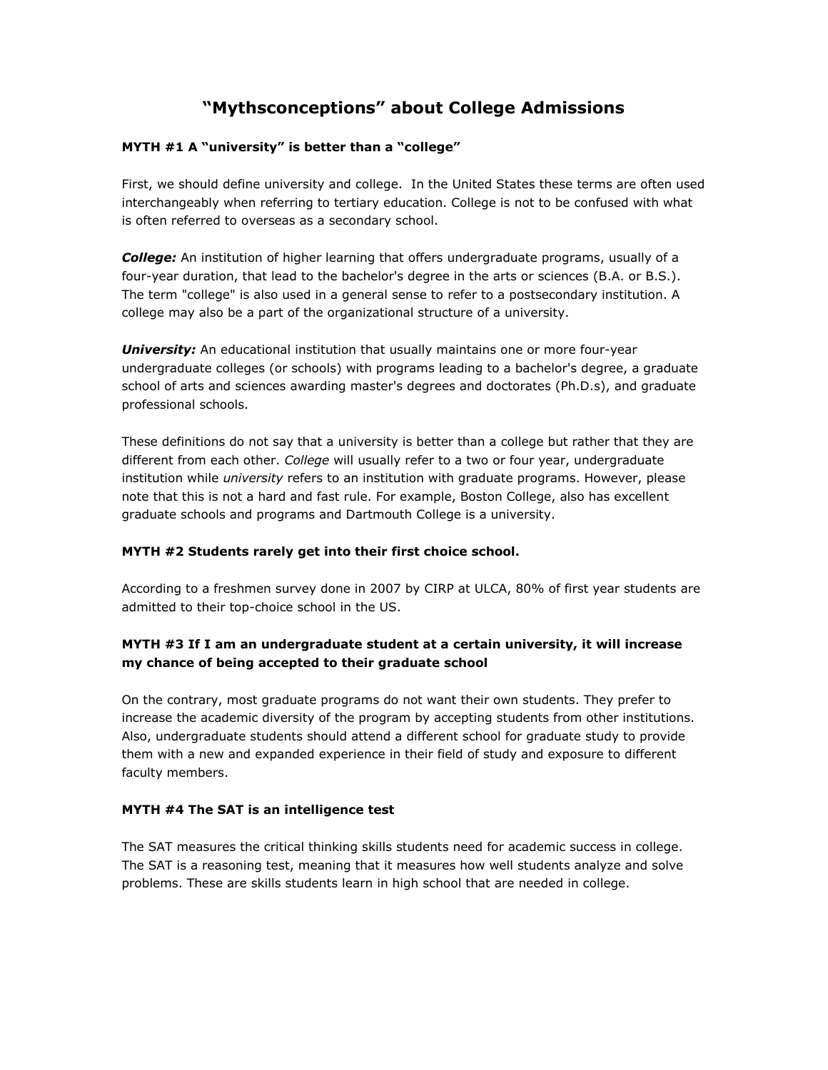# "Mythsconceptions" about College Admissions

**MYTH #1 A "university" is better than a "college"**

First, we should define university and college. In the United States these terms are often used interchangeably when referring to tertiary education. College is not to be confused with what is often referred to overseas as a secondary school.

***College:*** An institution of higher learning that offers undergraduate programs, usually of a four-year duration, that lead to the bachelor's degree in the arts or sciences (B.A. or B.S.). The term "college" is also used in a general sense to refer to a postsecondary institution. A college may also be a part of the organizational structure of a university.

***University:*** An educational institution that usually maintains one or more four-year undergraduate colleges (or schools) with programs leading to a bachelor's degree, a graduate school of arts and sciences awarding master's degrees and doctorates (Ph.D.s), and graduate professional schools.

These definitions do not say that a university is better than a college but rather that they are different from each other. *College* will usually refer to a two or four year, undergraduate institution while *university* refers to an institution with graduate programs. However, please note that this is not a hard and fast rule. For example, Boston College, also has excellent graduate schools and programs and Dartmouth College is a university.

**MYTH #2 Students rarely get into their first choice school.**

According to a freshmen survey done in 2007 by CIRP at ULCA, 80% of first year students are admitted to their top-choice school in the US.

**MYTH #3 If I am an undergraduate student at a certain university, it will increase my chance of being accepted to their graduate school**

On the contrary, most graduate programs do not want their own students. They prefer to increase the academic diversity of the program by accepting students from other institutions. Also, undergraduate students should attend a different school for graduate study to provide them with a new and expanded experience in their field of study and exposure to different faculty members.

**MYTH #4 The SAT is an intelligence test**

The SAT measures the critical thinking skills students need for academic success in college. The SAT is a reasoning test, meaning that it measures how well students analyze and solve problems. These are skills students learn in high school that are needed in college.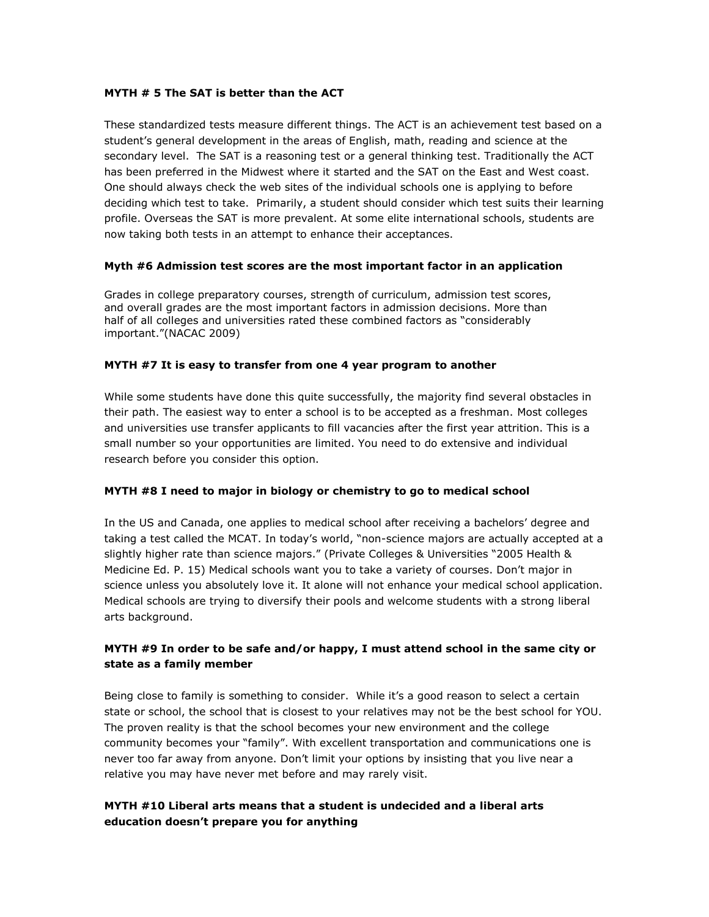**MYTH # 5 The SAT is better than the ACT**

These standardized tests measure different things. The ACT is an achievement test based on a student's general development in the areas of English, math, reading and science at the secondary level. The SAT is a reasoning test or a general thinking test. Traditionally the ACT has been preferred in the Midwest where it started and the SAT on the East and West coast. One should always check the web sites of the individual schools one is applying to before deciding which test to take. Primarily, a student should consider which test suits their learning profile. Overseas the SAT is more prevalent. At some elite international schools, students are now taking both tests in an attempt to enhance their acceptances.

**Myth #6 Admission test scores are the most important factor in an application**

Grades in college preparatory courses, strength of curriculum, admission test scores, and overall grades are the most important factors in admission decisions. More than half of all colleges and universities rated these combined factors as "considerably important."(NACAC 2009)

**MYTH #7 It is easy to transfer from one 4 year program to another**

While some students have done this quite successfully, the majority find several obstacles in their path. The easiest way to enter a school is to be accepted as a freshman. Most colleges and universities use transfer applicants to fill vacancies after the first year attrition. This is a small number so your opportunities are limited. You need to do extensive and individual research before you consider this option.

**MYTH #8 I need to major in biology or chemistry to go to medical school**

In the US and Canada, one applies to medical school after receiving a bachelors' degree and taking a test called the MCAT. In today's world, "non-science majors are actually accepted at a slightly higher rate than science majors." (Private Colleges & Universities "2005 Health & Medicine Ed. P. 15) Medical schools want you to take a variety of courses. Don't major in science unless you absolutely love it. It alone will not enhance your medical school application. Medical schools are trying to diversify their pools and welcome students with a strong liberal arts background.

**MYTH #9 In order to be safe and/or happy, I must attend school in the same city or state as a family member**

Being close to family is something to consider. While it's a good reason to select a certain state or school, the school that is closest to your relatives may not be the best school for YOU. The proven reality is that the school becomes your new environment and the college community becomes your "family". With excellent transportation and communications one is never too far away from anyone. Don't limit your options by insisting that you live near a relative you may have never met before and may rarely visit.

**MYTH #10 Liberal arts means that a student is undecided and a liberal arts education doesn't prepare you for anything**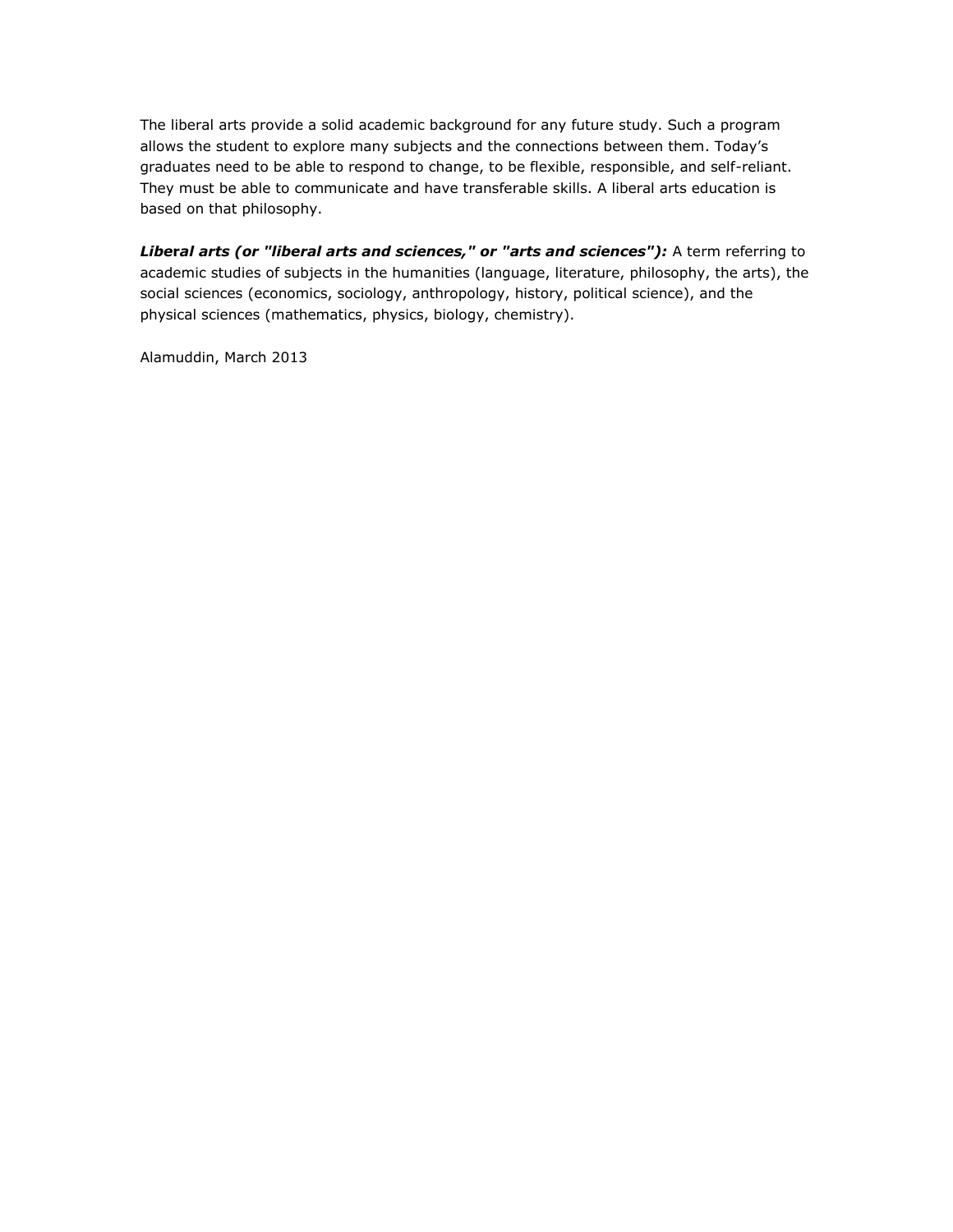The liberal arts provide a solid academic background for any future study. Such a program allows the student to explore many subjects and the connections between them. Today's graduates need to be able to respond to change, to be flexible, responsible, and self-reliant. They must be able to communicate and have transferable skills. A liberal arts education is based on that philosophy.

***Liberal arts (or "liberal arts and sciences," or "arts and sciences"):*** A term referring to academic studies of subjects in the humanities (language, literature, philosophy, the arts), the social sciences (economics, sociology, anthropology, history, political science), and the physical sciences (mathematics, physics, biology, chemistry).

Alamuddin, March 2013